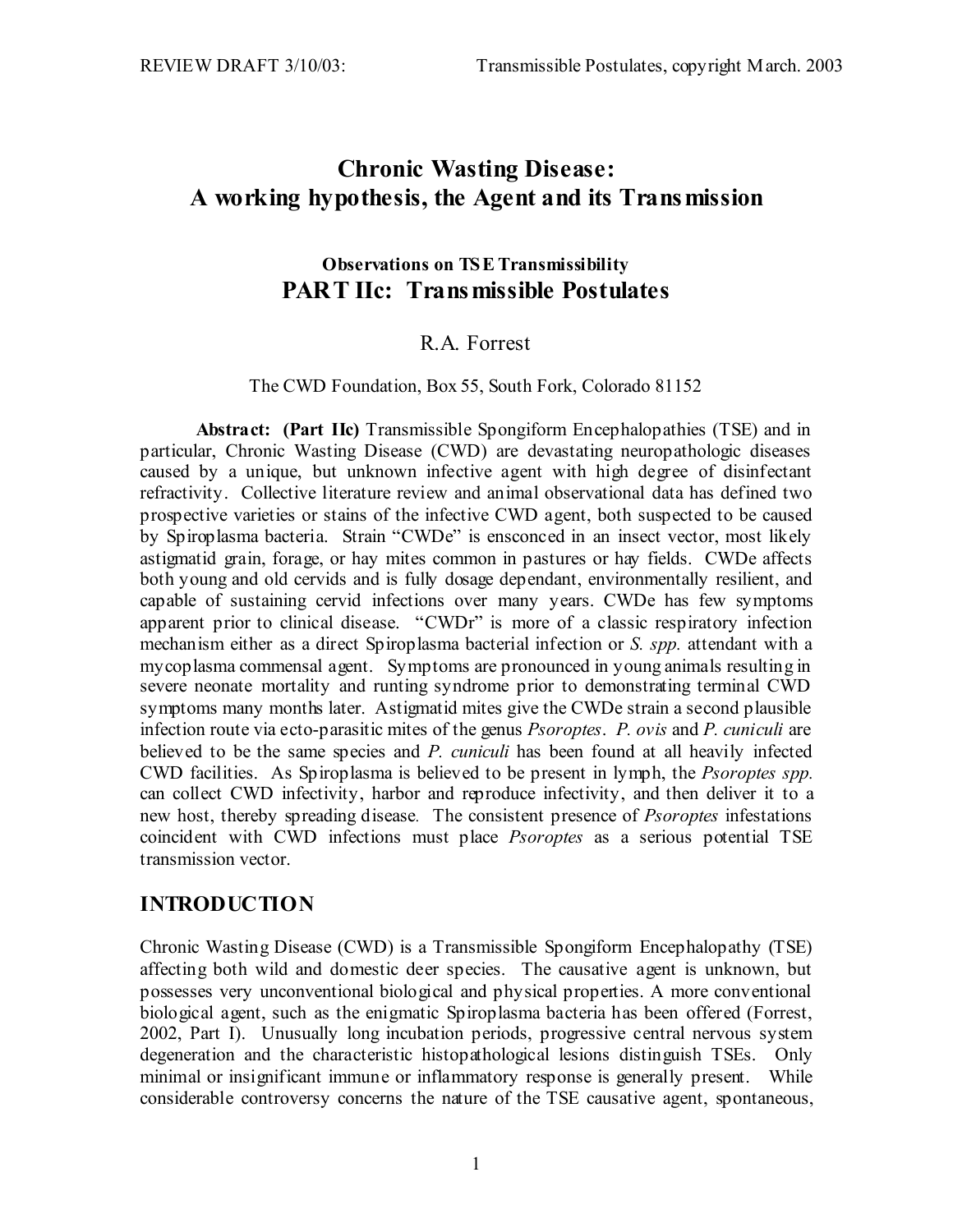# Chronic Wasting Disease: A working hypothesis, the Agent and its Transmission

### Observations on TSE Transmissibility

## PART IIc: Transmissible Postulates

R.A. Forrest

The CWD Foundation, Box 55, South Fork, Colorado 81152

**Abstract: (Part IIc)** Transmissible Spongiform Encephalopathies (TSE) and in particular, Chronic Wasting Disease (CWD) are devastating neuropathologic diseases caused by a unique, but unknown infective agent with high degree of disinfectant refractivity. Collective literature review and animal observational data has defined two prospective varieties or stains of the infective CWD agent, both suspected to be caused by Spiroplasma bacteria. Strain "CWDe" is ensconced in an insect vector, most likely astigmatid grain, forage, or hay mites common in pastures or hay fields. CWDe affects both young and old cervids and is fully dosage dependant, environmentally resilient, and capable of sustaining cervid infections over many years. CWDe has few symptoms apparent prior to clinical disease. "CWDr" is more of a classic respiratory infection mechanism either as a direct Spiroplasma bacterial infection or *S. spp.* attendant with a mycoplasma commensal agent. Symptoms are pronounced in young animals resulting in severe neonate mortality and runting syndrome prior to demonstrating terminal CWD symptoms many months later. Astigmatid mites give the CWDe strain a second plausible infection route via ecto-parasitic mites of the genus *Psoroptes*. *P. ovis* and *P. cuniculi* are believed to be the same species and *P. cuniculi* has been found at all heavily infected CWD facilities. As Spiroplasma is believed to be present in lymph, the *Psoroptes spp.* can collect CWD infectivity, harbor and reproduce infectivity, and then deliver it to a new host, thereby spreading disease. The consistent presence of *Psoroptes* infestations coincident with CWD infections must place *Psoroptes* as a serious potential TSE transmission vector.

## INTRODUCTION

Chronic Wasting Disease (CWD) is a Transmissible Spongiform Encephalopathy (TSE) affecting both wild and domestic deer species. The causative agent is unknown, but possesses very unconventional biological and physical properties. A more conventional biological agent, such as the enigmatic Spiroplasma bacteria has been offered (Forrest, 2002, Part I). Unusually long incubation periods, progressive central nervous system degeneration and the characteristic histopathological lesions distinguish TSEs. Only minimal or insignificant immune or inflammatory response is generally present. While considerable controversy concerns the nature of the TSE causative agent, spontaneous,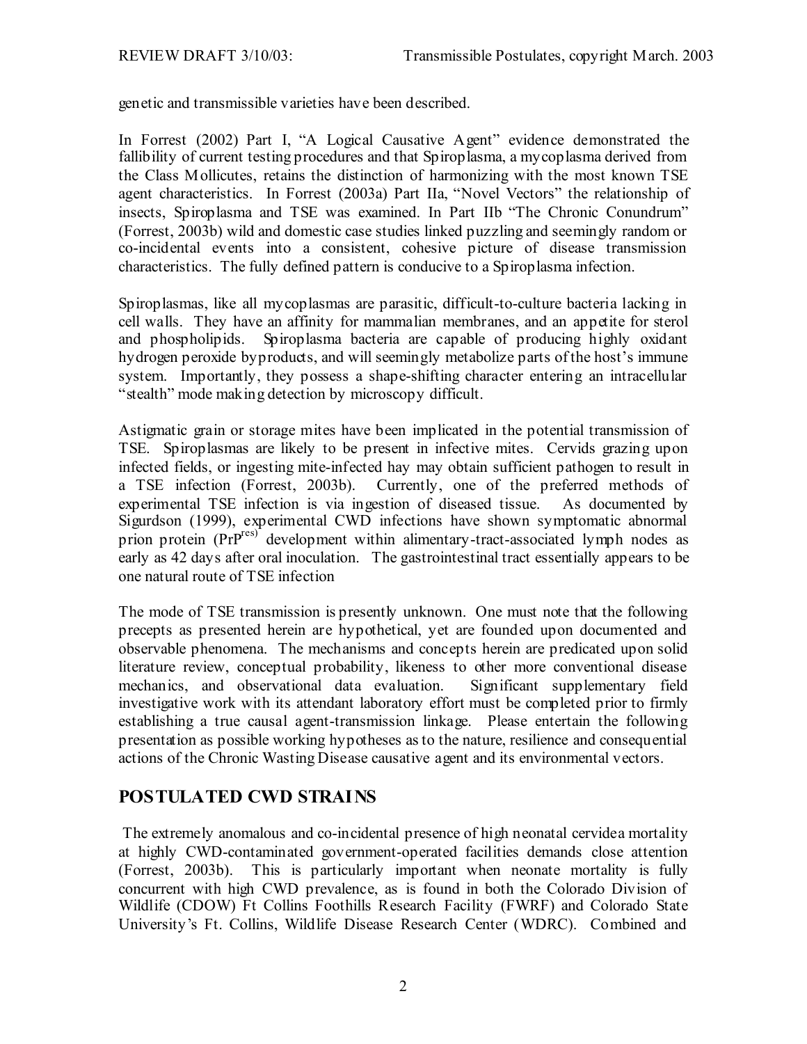genetic and transmissible varieties have been described.

In Forrest (2002) Part I, "A Logical Causative Agent" evidence demonstrated the fallibility of current testing procedures and that Spiroplasma, a mycoplasma derived from the Class Mollicutes, retains the distinction of harmonizing with the most known TSE agent characteristics. In Forrest (2003a) Part IIa, "Novel Vectors" the relationship of insects, Spiroplasma and TSE was examined. In Part IIb "The Chronic Conundrum" (Forrest, 2003b) wild and domestic case studies linked puzzling and seemingly random or co-incidental events into a consistent, cohesive picture of disease transmission characteristics. The fully defined pattern is conducive to a Spiroplasma infection.

Spiroplasmas, like all mycoplasmas are parasitic, difficult-to-culture bacteria lacking in cell walls. They have an affinity for mammalian membranes, and an appetite for sterol and phospholipids. Spiroplasma bacteria are capable of producing highly oxidant hydrogen peroxide byproducts, and will seemingly metabolize parts of the host's immune system. Importantly, they possess a shape-shifting character entering an intracellular "stealth" mode making detection by microscopy difficult.

Astigmatic grain or storage mites have been implicated in the potential transmission of TSE. Spiroplasmas are likely to be present in infective mites. Cervids grazing upon infected fields, or ingesting mite-infected hay may obtain sufficient pathogen to result in a TSE infection (Forrest, 2003b). Currently, one of the preferred methods of experimental TSE infection is via ingestion of diseased tissue. As documented by Sigurdson (1999), experimental CWD infections have shown symptomatic abnormal prion protein (PrP$^{res)}$ development within alimentary-tract-associated lymph nodes as early as 42 days after oral inoculation. The gastrointestinal tract essentially appears to be one natural route of TSE infection

The mode of TSE transmission is presently unknown. One must note that the following precepts as presented herein are hypothetical, yet are founded upon documented and observable phenomena. The mechanisms and concepts herein are predicated upon solid literature review, conceptual probability, likeness to other more conventional disease mechanics, and observational data evaluation. Significant supplementary field investigative work with its attendant laboratory effort must be completed prior to firmly establishing a true causal agent-transmission linkage. Please entertain the following presentation as possible working hypotheses as to the nature, resilience and consequential actions of the Chronic Wasting Disease causative agent and its environmental vectors.

## POSTULATED CWD STRAINS

The extremely anomalous and co-incidental presence of high neonatal cervidea mortality at highly CWD-contaminated government-operated facilities demands close attention (Forrest, 2003b). This is particularly important when neonate mortality is fully concurrent with high CWD prevalence, as is found in both the Colorado Division of Wildlife (CDOW) Ft Collins Foothills Research Facility (FWRF) and Colorado State University's Ft. Collins, Wildlife Disease Research Center (WDRC). Combined and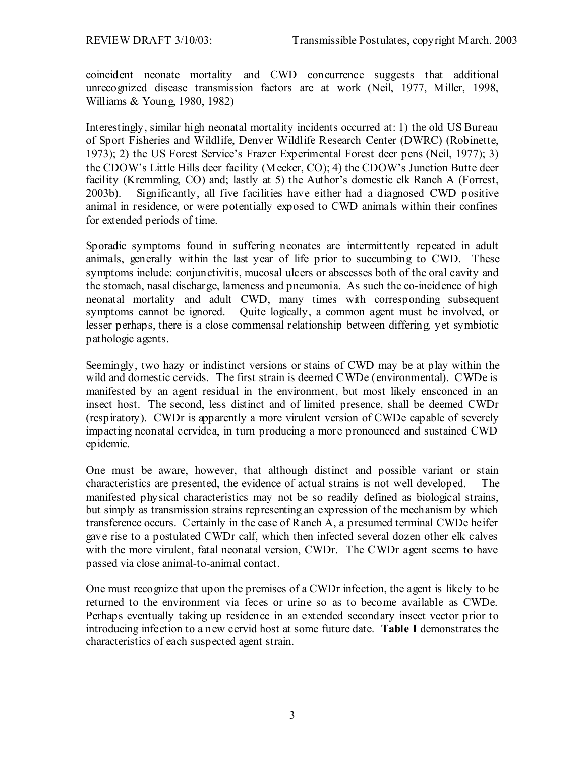coincident neonate mortality and CWD concurrence suggests that additional unrecognized disease transmission factors are at work (Neil, 1977, Miller, 1998, Williams & Young, 1980, 1982)

Interestingly, similar high neonatal mortality incidents occurred at: 1) the old US Bureau of Sport Fisheries and Wildlife, Denver Wildlife Research Center (DWRC) (Robinette, 1973); 2) the US Forest Service's Frazer Experimental Forest deer pens (Neil, 1977); 3) the CDOW's Little Hills deer facility (Meeker, CO); 4) the CDOW's Junction Butte deer facility (Kremmling, CO) and; lastly at 5) the Author's domestic elk Ranch A (Forrest, 2003b). Significantly, all five facilities have either had a diagnosed CWD positive animal in residence, or were potentially exposed to CWD animals within their confines for extended periods of time.

Sporadic symptoms found in suffering neonates are intermittently repeated in adult animals, generally within the last year of life prior to succumbing to CWD. These symptoms include: conjunctivitis, mucosal ulcers or abscesses both of the oral cavity and the stomach, nasal discharge, lameness and pneumonia. As such the co-incidence of high neonatal mortality and adult CWD, many times with corresponding subsequent symptoms cannot be ignored. Quite logically, a common agent must be involved, or lesser perhaps, there is a close commensal relationship between differing, yet symbiotic pathologic agents.

Seemingly, two hazy or indistinct versions or stains of CWD may be at play within the wild and domestic cervids. The first strain is deemed CWDe (environmental). CWDe is manifested by an agent residual in the environment, but most likely ensconced in an insect host. The second, less distinct and of limited presence, shall be deemed CWDr (respiratory). CWDr is apparently a more virulent version of CWDe capable of severely impacting neonatal cervidea, in turn producing a more pronounced and sustained CWD epidemic.

One must be aware, however, that although distinct and possible variant or stain characteristics are presented, the evidence of actual strains is not well developed. The manifested physical characteristics may not be so readily defined as biological strains, but simply as transmission strains representing an expression of the mechanism by which transference occurs. Certainly in the case of Ranch A, a presumed terminal CWDe heifer gave rise to a postulated CWDr calf, which then infected several dozen other elk calves with the more virulent, fatal neonatal version, CWDr. The CWDr agent seems to have passed via close animal-to-animal contact.

One must recognize that upon the premises of a CWDr infection, the agent is likely to be returned to the environment via feces or urine so as to become available as CWDe. Perhaps eventually taking up residence in an extended secondary insect vector prior to introducing infection to a new cervid host at some future date. **Table I** demonstrates the characteristics of each suspected agent strain.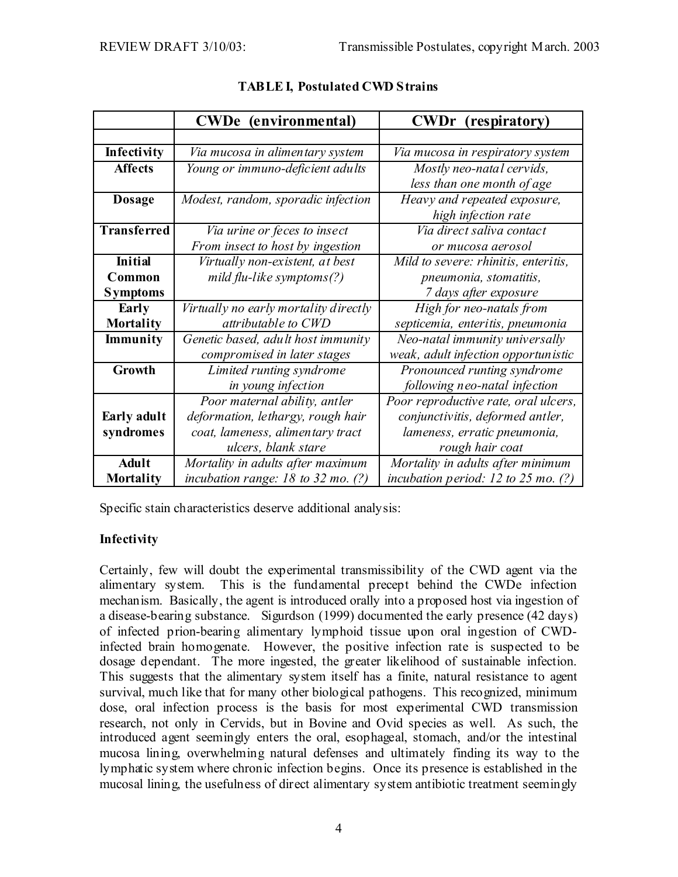**TABLE I, Postulated CWD Strains**

| | **CWDe (environmental)** | **CWDr (respiratory)** |
|---|---|---|
| | | |
| **Infectivity** | *Via mucosa in alimentary system* | *Via mucosa in respiratory system* |
| **Affects** | *Young or immuno-deficient adults* | *Mostly neo-natal cervids, less than one month of age* |
| **Dosage** | *Modest, random, sporadic infection* | *Heavy and repeated exposure, high infection rate* |
| **Transferred** | *Via urine or feces to insect From insect to host by ingestion* | *Via direct saliva contact or mucosa aerosol* |
| **Initial Common Symptoms** | *Virtually non-existent, at best mild flu-like symptoms(?)* | *Mild to severe: rhinitis, enteritis, pneumonia, stomatitis, 7 days after exposure* |
| **Early Mortality** | *Virtually no early mortality directly attributable to CWD* | *High for neo-natals from septicemia, enteritis, pneumonia* |
| **Immunity** | *Genetic based, adult host immunity compromised in later stages* | *Neo-natal immunity universally weak, adult infection opportunistic* |
| **Growth** | *Limited runting syndrome in young infection* | *Pronounced runting syndrome following neo-natal infection* |
| **Early adult syndromes** | *Poor maternal ability, antler deformation, lethargy, rough hair coat, lameness, alimentary tract ulcers, blank stare* | *Poor reproductive rate, oral ulcers, conjunctivitis, deformed antler, lameness, erratic pneumonia, rough hair coat* |
| **Adult Mortality** | *Mortality in adults after maximum incubation range: 18 to 32 mo. (?)* | *Mortality in adults after minimum incubation period: 12 to 25 mo. (?)* |

Specific stain characteristics deserve additional analysis:

**Infectivity**

Certainly, few will doubt the experimental transmissibility of the CWD agent via the alimentary system. This is the fundamental precept behind the CWDe infection mechanism. Basically, the agent is introduced orally into a proposed host via ingestion of a disease-bearing substance. Sigurdson (1999) documented the early presence (42 days) of infected prion-bearing alimentary lymphoid tissue upon oral ingestion of CWD-infected brain homogenate. However, the positive infection rate is suspected to be dosage dependant. The more ingested, the greater likelihood of sustainable infection. This suggests that the alimentary system itself has a finite, natural resistance to agent survival, much like that for many other biological pathogens. This recognized, minimum dose, oral infection process is the basis for most experimental CWD transmission research, not only in Cervids, but in Bovine and Ovid species as well. As such, the introduced agent seemingly enters the oral, esophageal, stomach, and/or the intestinal mucosa lining, overwhelming natural defenses and ultimately finding its way to the lymphatic system where chronic infection begins. Once its presence is established in the mucosal lining, the usefulness of direct alimentary system antibiotic treatment seemingly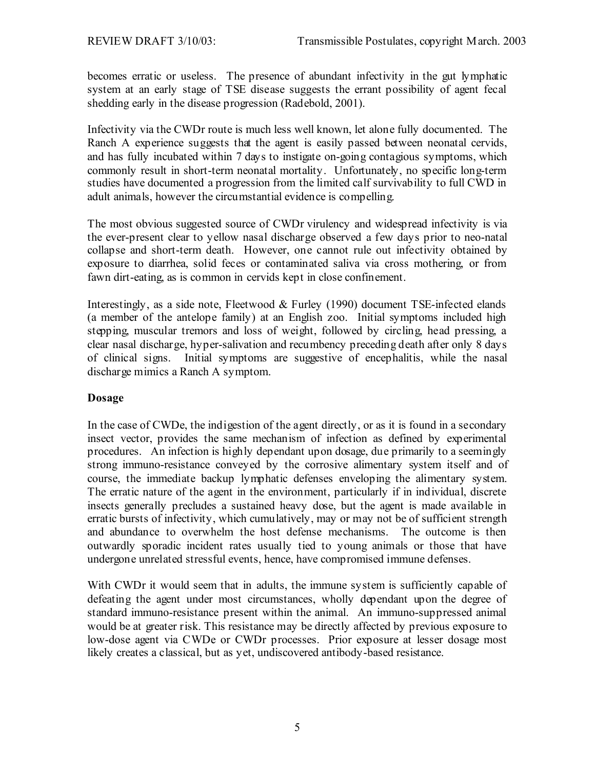becomes erratic or useless. The presence of abundant infectivity in the gut lymphatic system at an early stage of TSE disease suggests the errant possibility of agent fecal shedding early in the disease progression (Radebold, 2001).

Infectivity via the CWDr route is much less well known, let alone fully documented. The Ranch A experience suggests that the agent is easily passed between neonatal cervids, and has fully incubated within 7 days to instigate on-going contagious symptoms, which commonly result in short-term neonatal mortality. Unfortunately, no specific long-term studies have documented a progression from the limited calf survivability to full CWD in adult animals, however the circumstantial evidence is compelling.

The most obvious suggested source of CWDr virulency and widespread infectivity is via the ever-present clear to yellow nasal discharge observed a few days prior to neo-natal collapse and short-term death. However, one cannot rule out infectivity obtained by exposure to diarrhea, solid feces or contaminated saliva via cross mothering, or from fawn dirt-eating, as is common in cervids kept in close confinement.

Interestingly, as a side note, Fleetwood & Furley (1990) document TSE-infected elands (a member of the antelope family) at an English zoo. Initial symptoms included high stepping, muscular tremors and loss of weight, followed by circling, head pressing, a clear nasal discharge, hyper-salivation and recumbency preceding death after only 8 days of clinical signs. Initial symptoms are suggestive of encephalitis, while the nasal discharge mimics a Ranch A symptom.

**Dosage**

In the case of CWDe, the indigestion of the agent directly, or as it is found in a secondary insect vector, provides the same mechanism of infection as defined by experimental procedures. An infection is highly dependant upon dosage, due primarily to a seemingly strong immuno-resistance conveyed by the corrosive alimentary system itself and of course, the immediate backup lymphatic defenses enveloping the alimentary system. The erratic nature of the agent in the environment, particularly if in individual, discrete insects generally precludes a sustained heavy dose, but the agent is made available in erratic bursts of infectivity, which cumulatively, may or may not be of sufficient strength and abundance to overwhelm the host defense mechanisms. The outcome is then outwardly sporadic incident rates usually tied to young animals or those that have undergone unrelated stressful events, hence, have compromised immune defenses.

With CWDr it would seem that in adults, the immune system is sufficiently capable of defeating the agent under most circumstances, wholly dependant upon the degree of standard immuno-resistance present within the animal. An immuno-suppressed animal would be at greater risk. This resistance may be directly affected by previous exposure to low-dose agent via CWDe or CWDr processes. Prior exposure at lesser dosage most likely creates a classical, but as yet, undiscovered antibody-based resistance.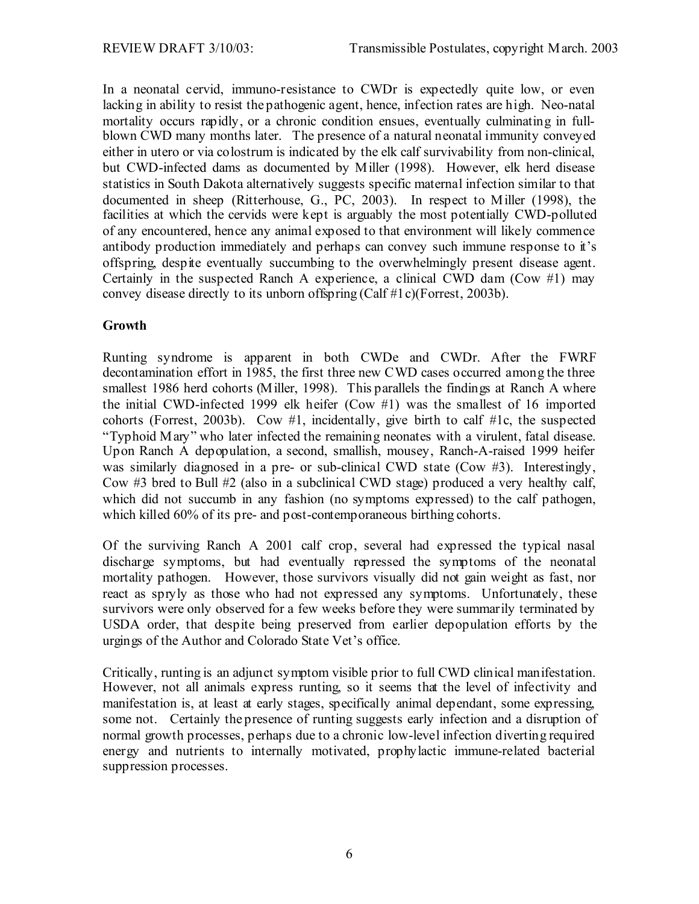In a neonatal cervid, immuno-resistance to CWDr is expectedly quite low, or even lacking in ability to resist the pathogenic agent, hence, infection rates are high. Neo-natal mortality occurs rapidly, or a chronic condition ensues, eventually culminating in full-blown CWD many months later. The presence of a natural neonatal immunity conveyed either in utero or via colostrum is indicated by the elk calf survivability from non-clinical, but CWD-infected dams as documented by Miller (1998). However, elk herd disease statistics in South Dakota alternatively suggests specific maternal infection similar to that documented in sheep (Ritterhouse, G., PC, 2003). In respect to Miller (1998), the facilities at which the cervids were kept is arguably the most potentially CWD-polluted of any encountered, hence any animal exposed to that environment will likely commence antibody production immediately and perhaps can convey such immune response to it's offspring, despite eventually succumbing to the overwhelmingly present disease agent. Certainly in the suspected Ranch A experience, a clinical CWD dam (Cow #1) may convey disease directly to its unborn offspring (Calf #1c)(Forrest, 2003b).

## Growth

Runting syndrome is apparent in both CWDe and CWDr. After the FWRF decontamination effort in 1985, the first three new CWD cases occurred among the three smallest 1986 herd cohorts (Miller, 1998). This parallels the findings at Ranch A where the initial CWD-infected 1999 elk heifer (Cow #1) was the smallest of 16 imported cohorts (Forrest, 2003b). Cow #1, incidentally, give birth to calf #1c, the suspected "Typhoid Mary" who later infected the remaining neonates with a virulent, fatal disease. Upon Ranch A depopulation, a second, smallish, mousey, Ranch-A-raised 1999 heifer was similarly diagnosed in a pre- or sub-clinical CWD state (Cow #3). Interestingly, Cow #3 bred to Bull #2 (also in a subclinical CWD stage) produced a very healthy calf, which did not succumb in any fashion (no symptoms expressed) to the calf pathogen, which killed 60% of its pre- and post-contemporaneous birthing cohorts.

Of the surviving Ranch A 2001 calf crop, several had expressed the typical nasal discharge symptoms, but had eventually repressed the symptoms of the neonatal mortality pathogen. However, those survivors visually did not gain weight as fast, nor react as spryly as those who had not expressed any symptoms. Unfortunately, these survivors were only observed for a few weeks before they were summarily terminated by USDA order, that despite being preserved from earlier depopulation efforts by the urgings of the Author and Colorado State Vet's office.

Critically, runting is an adjunct symptom visible prior to full CWD clinical manifestation. However, not all animals express runting, so it seems that the level of infectivity and manifestation is, at least at early stages, specifically animal dependant, some expressing, some not. Certainly the presence of runting suggests early infection and a disruption of normal growth processes, perhaps due to a chronic low-level infection diverting required energy and nutrients to internally motivated, prophylactic immune-related bacterial suppression processes.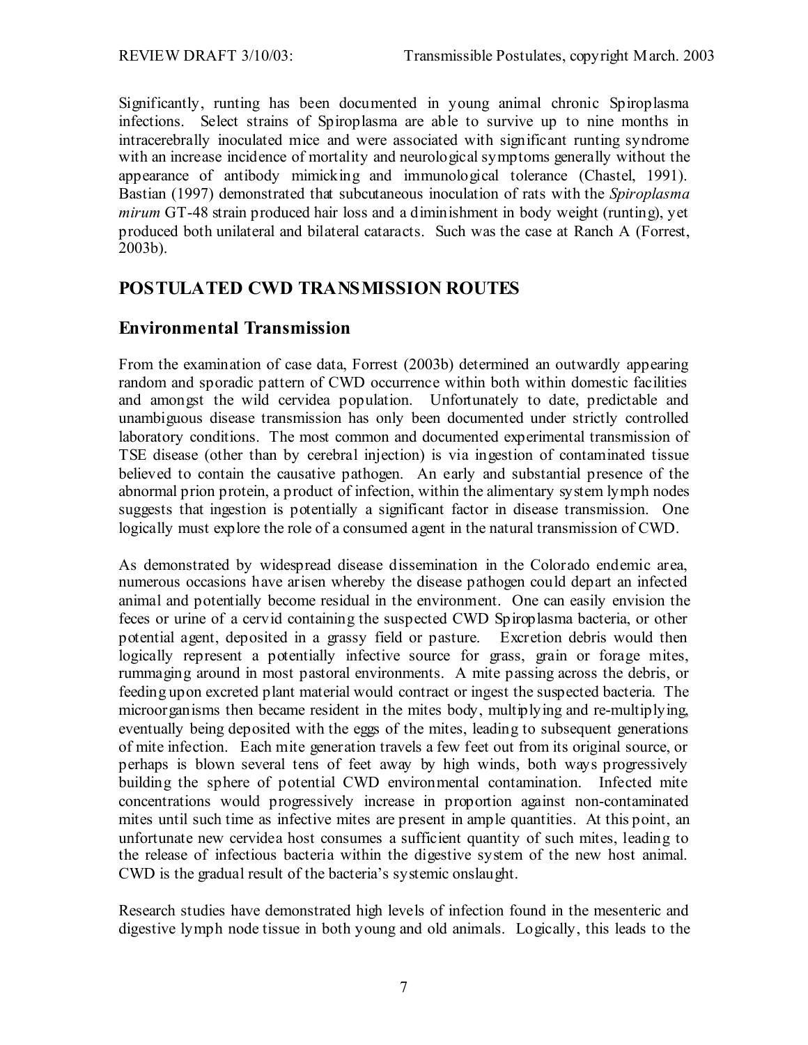Significantly, runting has been documented in young animal chronic Spiroplasma infections. Select strains of Spiroplasma are able to survive up to nine months in intracerebrally inoculated mice and were associated with significant runting syndrome with an increase incidence of mortality and neurological symptoms generally without the appearance of antibody mimicking and immunological tolerance (Chastel, 1991). Bastian (1997) demonstrated that subcutaneous inoculation of rats with the *Spiroplasma mirum* GT-48 strain produced hair loss and a diminishment in body weight (runting), yet produced both unilateral and bilateral cataracts. Such was the case at Ranch A (Forrest, 2003b).

## POSTULATED CWD TRANSMISSION ROUTES

### Environmental Transmission

From the examination of case data, Forrest (2003b) determined an outwardly appearing random and sporadic pattern of CWD occurrence within both within domestic facilities and amongst the wild cervidea population. Unfortunately to date, predictable and unambiguous disease transmission has only been documented under strictly controlled laboratory conditions. The most common and documented experimental transmission of TSE disease (other than by cerebral injection) is via ingestion of contaminated tissue believed to contain the causative pathogen. An early and substantial presence of the abnormal prion protein, a product of infection, within the alimentary system lymph nodes suggests that ingestion is potentially a significant factor in disease transmission. One logically must explore the role of a consumed agent in the natural transmission of CWD.

As demonstrated by widespread disease dissemination in the Colorado endemic area, numerous occasions have arisen whereby the disease pathogen could depart an infected animal and potentially become residual in the environment. One can easily envision the feces or urine of a cervid containing the suspected CWD Spiroplasma bacteria, or other potential agent, deposited in a grassy field or pasture. Excretion debris would then logically represent a potentially infective source for grass, grain or forage mites, rummaging around in most pastoral environments. A mite passing across the debris, or feeding upon excreted plant material would contract or ingest the suspected bacteria. The microorganisms then became resident in the mites body, multiplying and re-multiplying, eventually being deposited with the eggs of the mites, leading to subsequent generations of mite infection. Each mite generation travels a few feet out from its original source, or perhaps is blown several tens of feet away by high winds, both ways progressively building the sphere of potential CWD environmental contamination. Infected mite concentrations would progressively increase in proportion against non-contaminated mites until such time as infective mites are present in ample quantities. At this point, an unfortunate new cervidea host consumes a sufficient quantity of such mites, leading to the release of infectious bacteria within the digestive system of the new host animal. CWD is the gradual result of the bacteria's systemic onslaught.

Research studies have demonstrated high levels of infection found in the mesenteric and digestive lymph node tissue in both young and old animals. Logically, this leads to the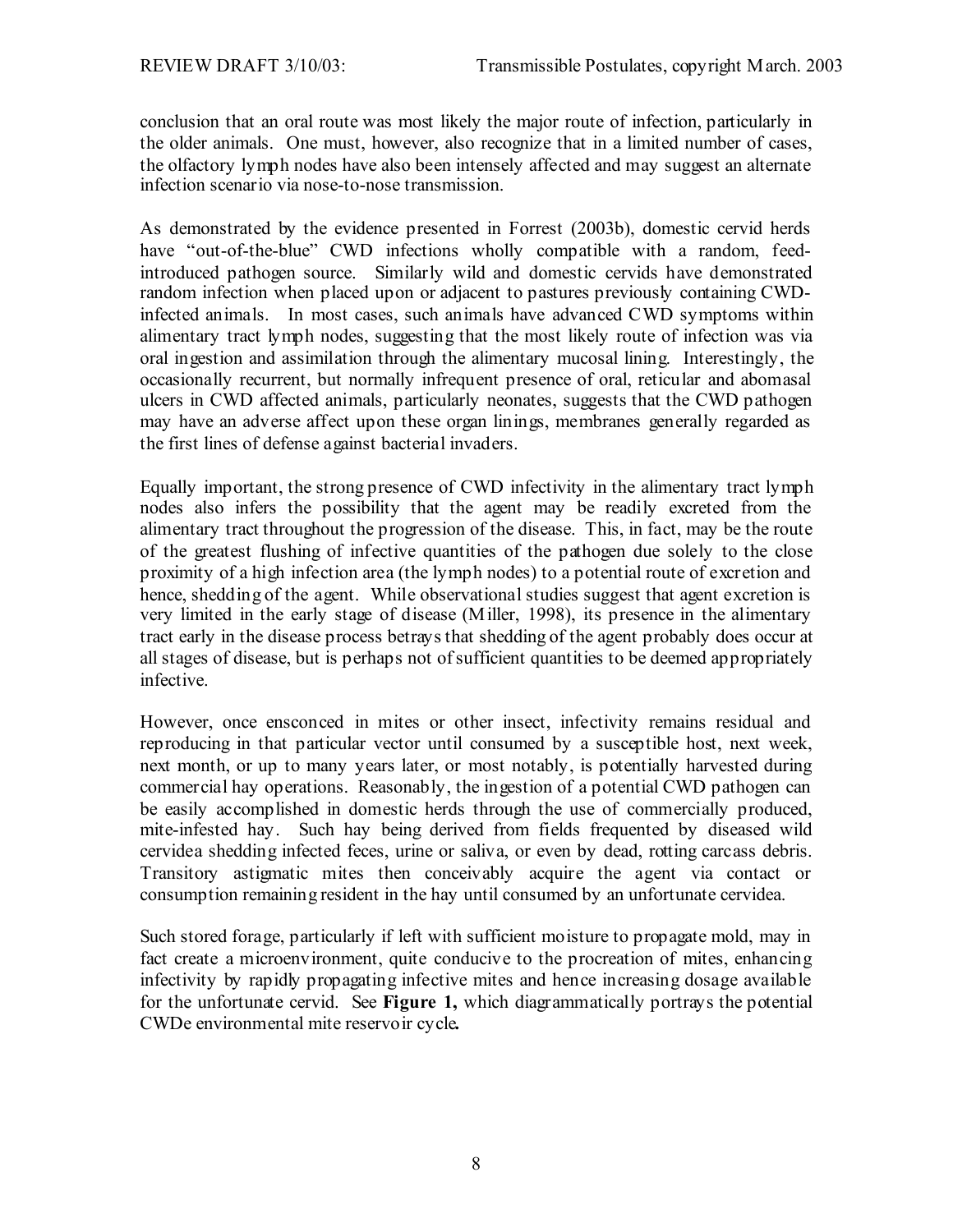conclusion that an oral route was most likely the major route of infection, particularly in the older animals. One must, however, also recognize that in a limited number of cases, the olfactory lymph nodes have also been intensely affected and may suggest an alternate infection scenario via nose-to-nose transmission.

As demonstrated by the evidence presented in Forrest (2003b), domestic cervid herds have "out-of-the-blue" CWD infections wholly compatible with a random, feed-introduced pathogen source. Similarly wild and domestic cervids have demonstrated random infection when placed upon or adjacent to pastures previously containing CWD-infected animals. In most cases, such animals have advanced CWD symptoms within alimentary tract lymph nodes, suggesting that the most likely route of infection was via oral ingestion and assimilation through the alimentary mucosal lining. Interestingly, the occasionally recurrent, but normally infrequent presence of oral, reticular and abomasal ulcers in CWD affected animals, particularly neonates, suggests that the CWD pathogen may have an adverse affect upon these organ linings, membranes generally regarded as the first lines of defense against bacterial invaders.

Equally important, the strong presence of CWD infectivity in the alimentary tract lymph nodes also infers the possibility that the agent may be readily excreted from the alimentary tract throughout the progression of the disease. This, in fact, may be the route of the greatest flushing of infective quantities of the pathogen due solely to the close proximity of a high infection area (the lymph nodes) to a potential route of excretion and hence, shedding of the agent. While observational studies suggest that agent excretion is very limited in the early stage of disease (Miller, 1998), its presence in the alimentary tract early in the disease process betrays that shedding of the agent probably does occur at all stages of disease, but is perhaps not of sufficient quantities to be deemed appropriately infective.

However, once ensconced in mites or other insect, infectivity remains residual and reproducing in that particular vector until consumed by a susceptible host, next week, next month, or up to many years later, or most notably, is potentially harvested during commercial hay operations. Reasonably, the ingestion of a potential CWD pathogen can be easily accomplished in domestic herds through the use of commercially produced, mite-infested hay. Such hay being derived from fields frequented by diseased wild cervidea shedding infected feces, urine or saliva, or even by dead, rotting carcass debris. Transitory astigmatic mites then conceivably acquire the agent via contact or consumption remaining resident in the hay until consumed by an unfortunate cervidea.

Such stored forage, particularly if left with sufficient moisture to propagate mold, may in fact create a microenvironment, quite conducive to the procreation of mites, enhancing infectivity by rapidly propagating infective mites and hence increasing dosage available for the unfortunate cervid. See **Figure 1,** which diagrammatically portrays the potential CWDe environmental mite reservoir cycle**.**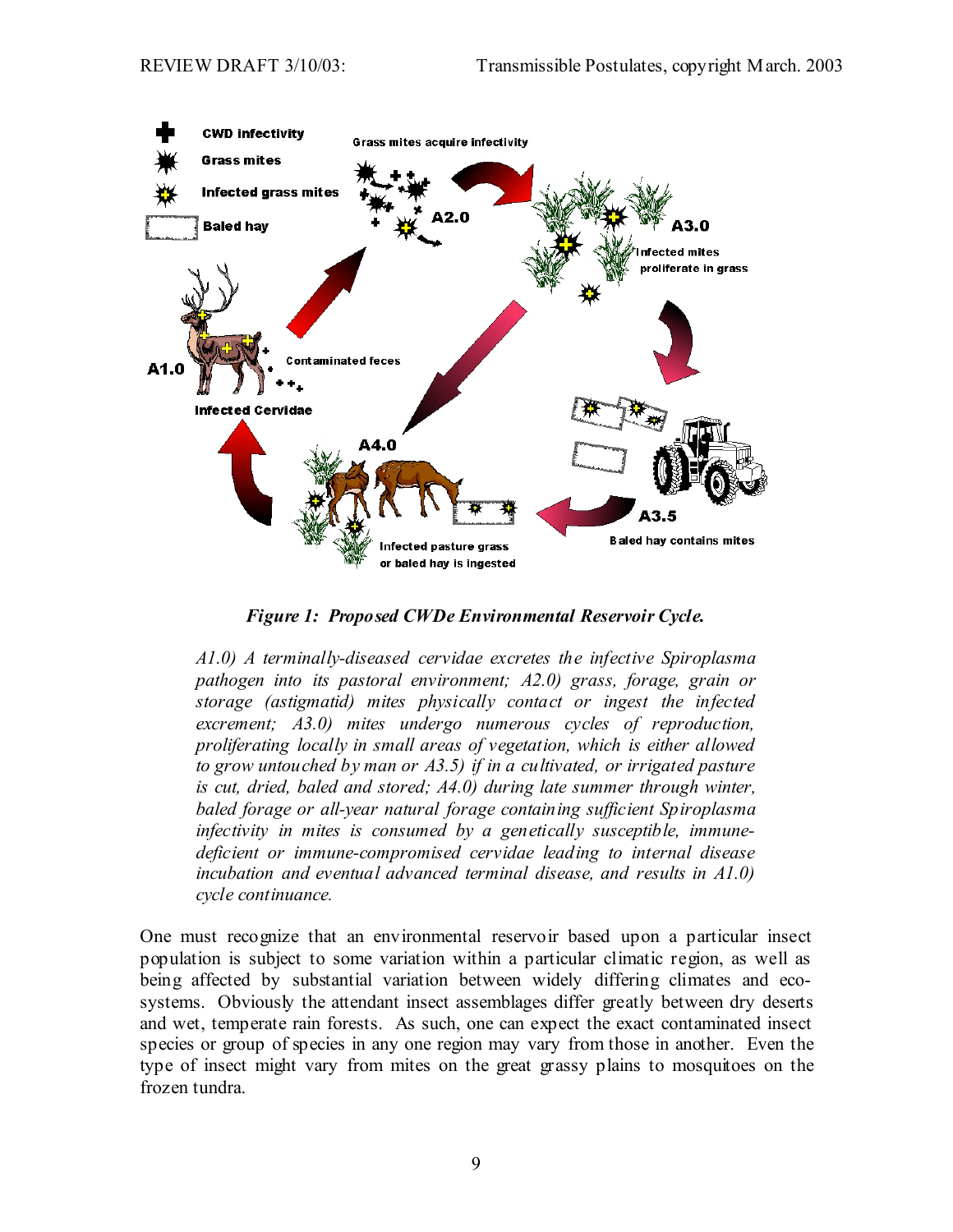**Figure 1: Proposed CWDe Environmental Reservoir Cycle.**

*A1.0) A terminally-diseased cervidae excretes the infective Spiroplasma pathogen into its pastoral environment; A2.0) grass, forage, grain or storage (astigmatid) mites physically contact or ingest the infected excrement; A3.0) mites undergo numerous cycles of reproduction, proliferating locally in small areas of vegetation, which is either allowed to grow untouched by man or A3.5) if in a cultivated, or irrigated pasture is cut, dried, baled and stored; A4.0) during late summer through winter, baled forage or all-year natural forage containing sufficient Spiroplasma infectivity in mites is consumed by a genetically susceptible, immune-deficient or immune-compromised cervidae leading to internal disease incubation and eventual advanced terminal disease, and results in A1.0) cycle continuance.*

One must recognize that an environmental reservoir based upon a particular insect population is subject to some variation within a particular climatic region, as well as being affected by substantial variation between widely differing climates and eco-systems. Obviously the attendant insect assemblages differ greatly between dry deserts and wet, temperate rain forests. As such, one can expect the exact contaminated insect species or group of species in any one region may vary from those in another. Even the type of insect might vary from mites on the great grassy plains to mosquitoes on the frozen tundra.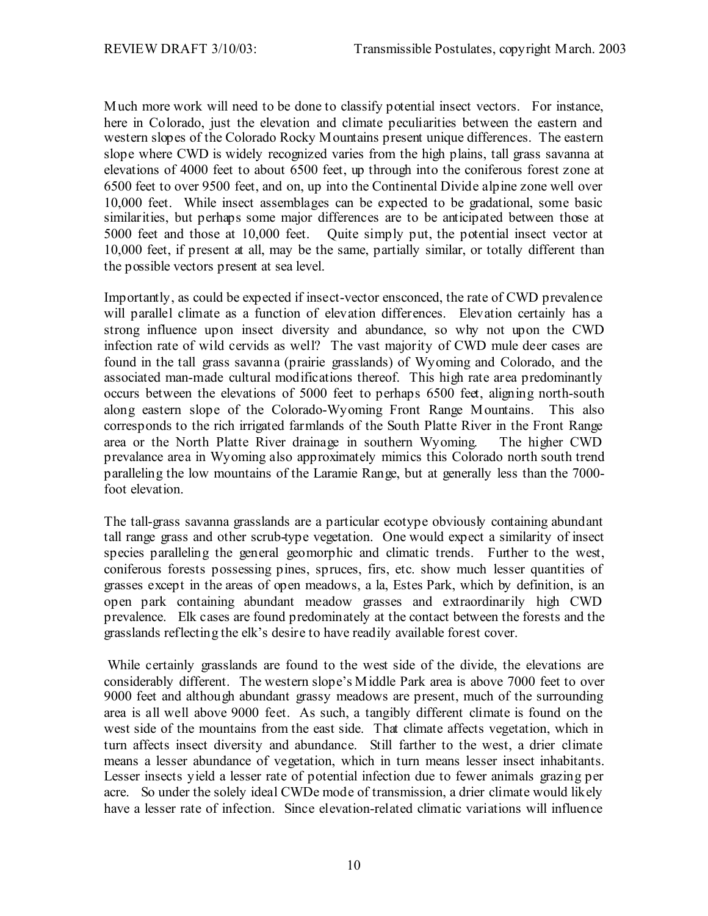Much more work will need to be done to classify potential insect vectors. For instance, here in Colorado, just the elevation and climate peculiarities between the eastern and western slopes of the Colorado Rocky Mountains present unique differences. The eastern slope where CWD is widely recognized varies from the high plains, tall grass savanna at elevations of 4000 feet to about 6500 feet, up through into the coniferous forest zone at 6500 feet to over 9500 feet, and on, up into the Continental Divide alpine zone well over 10,000 feet. While insect assemblages can be expected to be gradational, some basic similarities, but perhaps some major differences are to be anticipated between those at 5000 feet and those at 10,000 feet. Quite simply put, the potential insect vector at 10,000 feet, if present at all, may be the same, partially similar, or totally different than the possible vectors present at sea level.

Importantly, as could be expected if insect-vector ensconced, the rate of CWD prevalence will parallel climate as a function of elevation differences. Elevation certainly has a strong influence upon insect diversity and abundance, so why not upon the CWD infection rate of wild cervids as well? The vast majority of CWD mule deer cases are found in the tall grass savanna (prairie grasslands) of Wyoming and Colorado, and the associated man-made cultural modifications thereof. This high rate area predominantly occurs between the elevations of 5000 feet to perhaps 6500 feet, aligning north-south along eastern slope of the Colorado-Wyoming Front Range Mountains. This also corresponds to the rich irrigated farmlands of the South Platte River in the Front Range area or the North Platte River drainage in southern Wyoming. The higher CWD prevalance area in Wyoming also approximately mimics this Colorado north south trend paralleling the low mountains of the Laramie Range, but at generally less than the 7000-foot elevation.

The tall-grass savanna grasslands are a particular ecotype obviously containing abundant tall range grass and other scrub-type vegetation. One would expect a similarity of insect species paralleling the general geomorphic and climatic trends. Further to the west, coniferous forests possessing pines, spruces, firs, etc. show much lesser quantities of grasses except in the areas of open meadows, a la, Estes Park, which by definition, is an open park containing abundant meadow grasses and extraordinarily high CWD prevalence. Elk cases are found predominately at the contact between the forests and the grasslands reflecting the elk's desire to have readily available forest cover.

While certainly grasslands are found to the west side of the divide, the elevations are considerably different. The western slope's Middle Park area is above 7000 feet to over 9000 feet and although abundant grassy meadows are present, much of the surrounding area is all well above 9000 feet. As such, a tangibly different climate is found on the west side of the mountains from the east side. That climate affects vegetation, which in turn affects insect diversity and abundance. Still farther to the west, a drier climate means a lesser abundance of vegetation, which in turn means lesser insect inhabitants. Lesser insects yield a lesser rate of potential infection due to fewer animals grazing per acre. So under the solely ideal CWDe mode of transmission, a drier climate would likely have a lesser rate of infection. Since elevation-related climatic variations will influence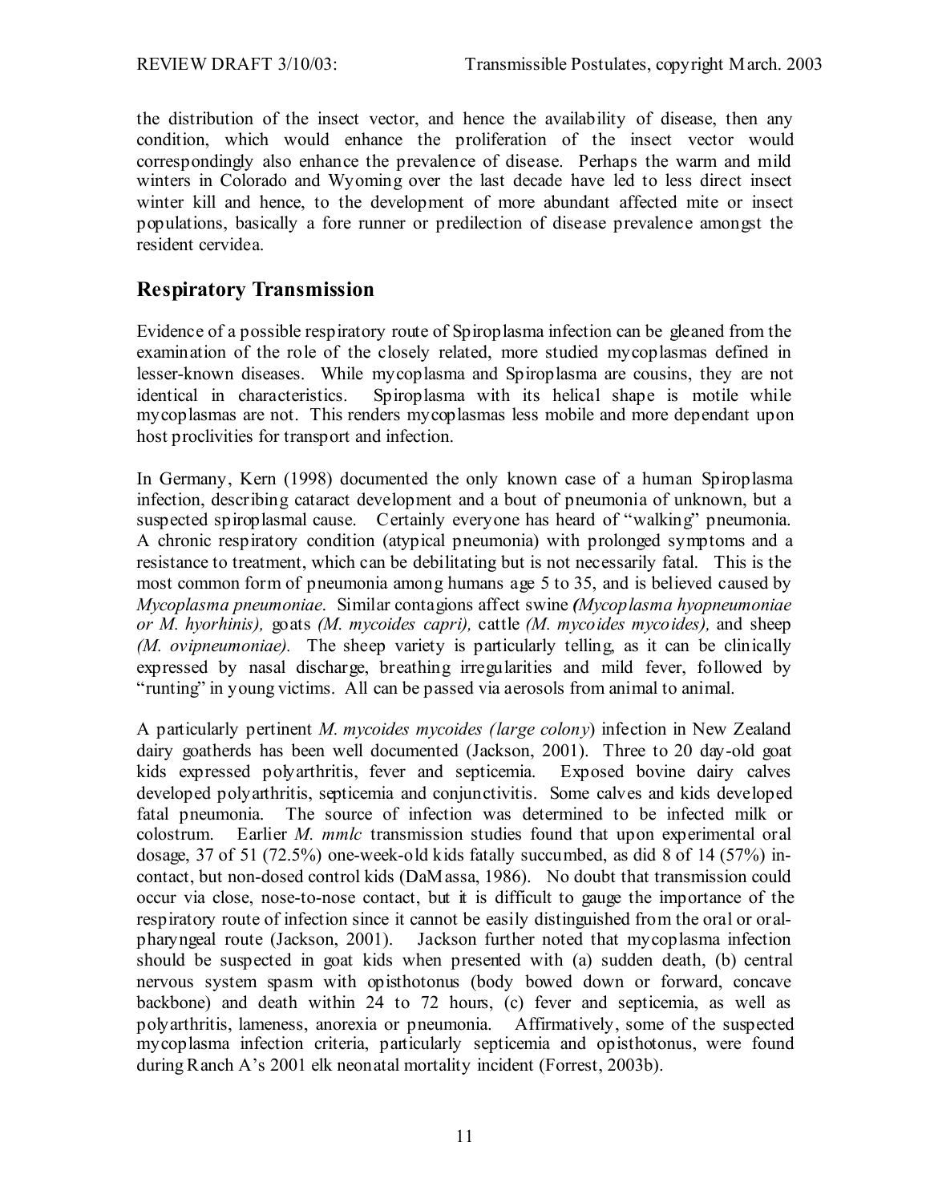the distribution of the insect vector, and hence the availability of disease, then any condition, which would enhance the proliferation of the insect vector would correspondingly also enhance the prevalence of disease. Perhaps the warm and mild winters in Colorado and Wyoming over the last decade have led to less direct insect winter kill and hence, to the development of more abundant affected mite or insect populations, basically a fore runner or predilection of disease prevalence amongst the resident cervidea.

## Respiratory Transmission

Evidence of a possible respiratory route of Spiroplasma infection can be gleaned from the examination of the role of the closely related, more studied mycoplasmas defined in lesser-known diseases. While mycoplasma and Spiroplasma are cousins, they are not identical in characteristics. Spiroplasma with its helical shape is motile while mycoplasmas are not. This renders mycoplasmas less mobile and more dependant upon host proclivities for transport and infection.

In Germany, Kern (1998) documented the only known case of a human Spiroplasma infection, describing cataract development and a bout of pneumonia of unknown, but a suspected spiroplasmal cause. Certainly everyone has heard of "walking" pneumonia. A chronic respiratory condition (atypical pneumonia) with prolonged symptoms and a resistance to treatment, which can be debilitating but is not necessarily fatal. This is the most common form of pneumonia among humans age 5 to 35, and is believed caused by *Mycoplasma pneumoniae*. Similar contagions affect swine *(Mycoplasma hyopneumoniae or M. hyorhinis),* goats *(M. mycoides capri),* cattle *(M. mycoides mycoides),* and sheep *(M. ovipneumoniae).* The sheep variety is particularly telling, as it can be clinically expressed by nasal discharge, breathing irregularities and mild fever, followed by "runting" in young victims. All can be passed via aerosols from animal to animal.

A particularly pertinent *M. mycoides mycoides (large colony*) infection in New Zealand dairy goatherds has been well documented (Jackson, 2001). Three to 20 day-old goat kids expressed polyarthritis, fever and septicemia. Exposed bovine dairy calves developed polyarthritis, septicemia and conjunctivitis. Some calves and kids developed fatal pneumonia. The source of infection was determined to be infected milk or colostrum. Earlier *M. mmlc* transmission studies found that upon experimental oral dosage, 37 of 51 (72.5%) one-week-old kids fatally succumbed, as did 8 of 14 (57%) in-contact, but non-dosed control kids (DaMassa, 1986). No doubt that transmission could occur via close, nose-to-nose contact, but it is difficult to gauge the importance of the respiratory route of infection since it cannot be easily distinguished from the oral or oral-pharyngeal route (Jackson, 2001). Jackson further noted that mycoplasma infection should be suspected in goat kids when presented with (a) sudden death, (b) central nervous system spasm with opisthotonus (body bowed down or forward, concave backbone) and death within 24 to 72 hours, (c) fever and septicemia, as well as polyarthritis, lameness, anorexia or pneumonia. Affirmatively, some of the suspected mycoplasma infection criteria, particularly septicemia and opisthotonus, were found during Ranch A's 2001 elk neonatal mortality incident (Forrest, 2003b).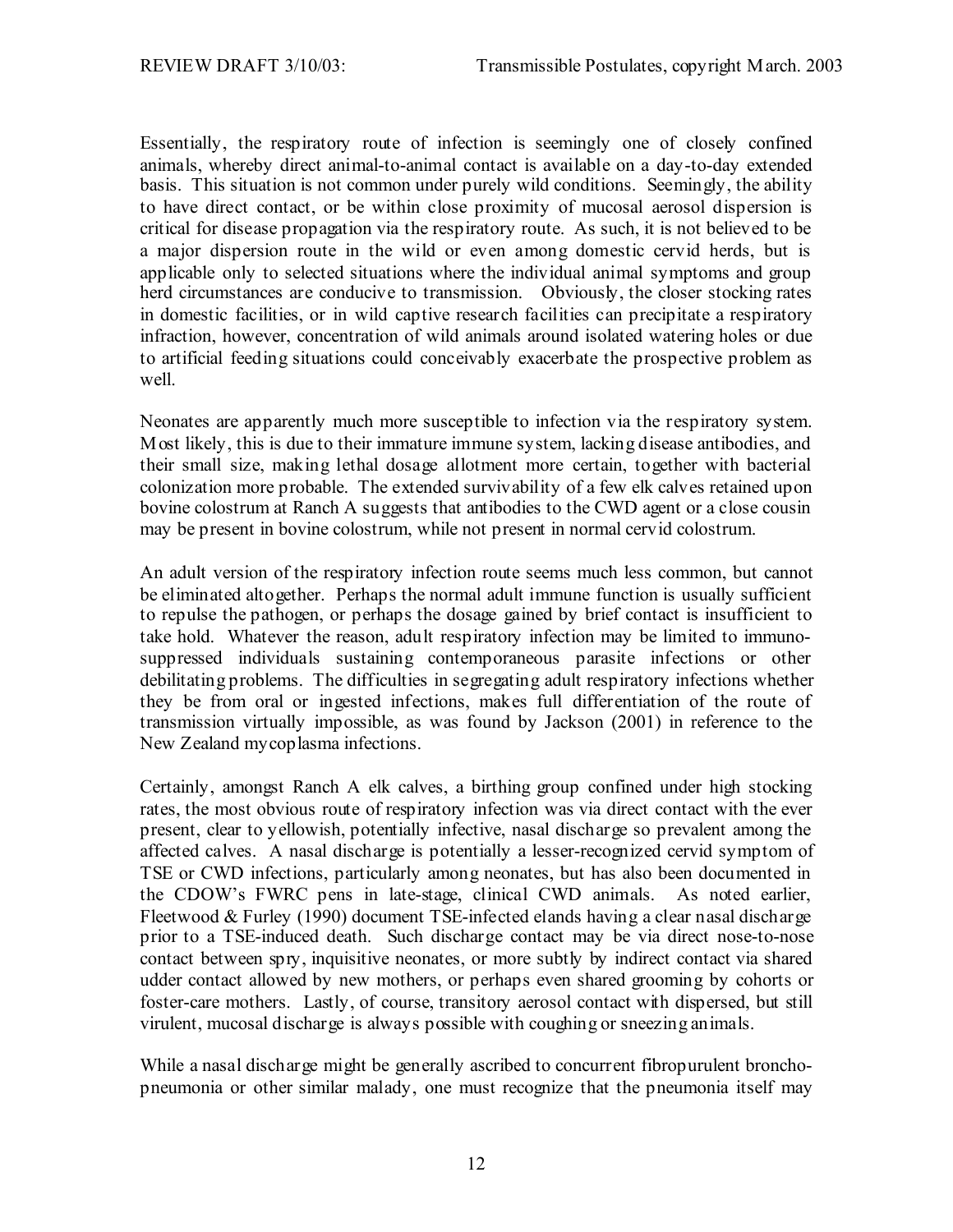Essentially, the respiratory route of infection is seemingly one of closely confined animals, whereby direct animal-to-animal contact is available on a day-to-day extended basis. This situation is not common under purely wild conditions. Seemingly, the ability to have direct contact, or be within close proximity of mucosal aerosol dispersion is critical for disease propagation via the respiratory route. As such, it is not believed to be a major dispersion route in the wild or even among domestic cervid herds, but is applicable only to selected situations where the individual animal symptoms and group herd circumstances are conducive to transmission. Obviously, the closer stocking rates in domestic facilities, or in wild captive research facilities can precipitate a respiratory infraction, however, concentration of wild animals around isolated watering holes or due to artificial feeding situations could conceivably exacerbate the prospective problem as well.

Neonates are apparently much more susceptible to infection via the respiratory system. Most likely, this is due to their immature immune system, lacking disease antibodies, and their small size, making lethal dosage allotment more certain, together with bacterial colonization more probable. The extended survivability of a few elk calves retained upon bovine colostrum at Ranch A suggests that antibodies to the CWD agent or a close cousin may be present in bovine colostrum, while not present in normal cervid colostrum.

An adult version of the respiratory infection route seems much less common, but cannot be eliminated altogether. Perhaps the normal adult immune function is usually sufficient to repulse the pathogen, or perhaps the dosage gained by brief contact is insufficient to take hold. Whatever the reason, adult respiratory infection may be limited to immuno-suppressed individuals sustaining contemporaneous parasite infections or other debilitating problems. The difficulties in segregating adult respiratory infections whether they be from oral or ingested infections, makes full differentiation of the route of transmission virtually impossible, as was found by Jackson (2001) in reference to the New Zealand mycoplasma infections.

Certainly, amongst Ranch A elk calves, a birthing group confined under high stocking rates, the most obvious route of respiratory infection was via direct contact with the ever present, clear to yellowish, potentially infective, nasal discharge so prevalent among the affected calves. A nasal discharge is potentially a lesser-recognized cervid symptom of TSE or CWD infections, particularly among neonates, but has also been documented in the CDOW's FWRC pens in late-stage, clinical CWD animals. As noted earlier, Fleetwood & Furley (1990) document TSE-infected elands having a clear nasal discharge prior to a TSE-induced death. Such discharge contact may be via direct nose-to-nose contact between spry, inquisitive neonates, or more subtly by indirect contact via shared udder contact allowed by new mothers, or perhaps even shared grooming by cohorts or foster-care mothers. Lastly, of course, transitory aerosol contact with dispersed, but still virulent, mucosal discharge is always possible with coughing or sneezing animals.

While a nasal discharge might be generally ascribed to concurrent fibropurulent broncho-pneumonia or other similar malady, one must recognize that the pneumonia itself may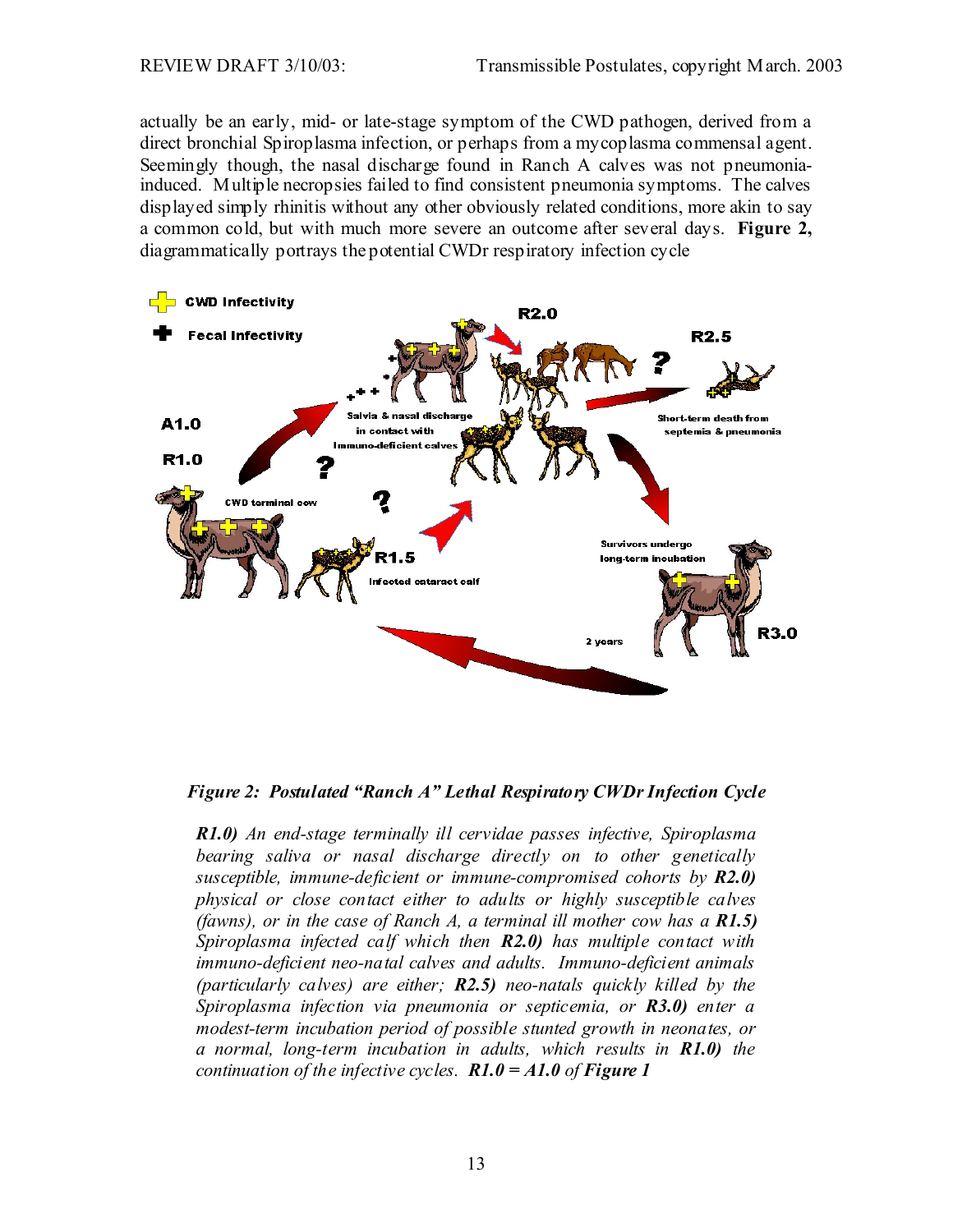actually be an early, mid- or late-stage symptom of the CWD pathogen, derived from a direct bronchial Spiroplasma infection, or perhaps from a mycoplasma commensal agent. Seemingly though, the nasal discharge found in Ranch A calves was not pneumonia-induced. Multiple necropsies failed to find consistent pneumonia symptoms. The calves displayed simply rhinitis without any other obviously related conditions, more akin to say a common cold, but with much more severe an outcome after several days. **Figure 2,** diagrammatically portrays the potential CWDr respiratory infection cycle

***Figure 2: Postulated "Ranch A" Lethal Respiratory CWDr Infection Cycle***

***R1.0)*** *An end-stage terminally ill cervidae passes infective, Spiroplasma bearing saliva or nasal discharge directly on to other genetically susceptible, immune-deficient or immune-compromised cohorts by* ***R2.0)*** *physical or close contact either to adults or highly susceptible calves (fawns), or in the case of Ranch A, a terminal ill mother cow has a* ***R1.5)*** *Spiroplasma infected calf which then* ***R2.0)*** *has multiple contact with immuno-deficient neo-natal calves and adults. Immuno-deficient animals (particularly calves) are either;* ***R2.5)*** *neo-natals quickly killed by the Spiroplasma infection via pneumonia or septicemia, or* ***R3.0)*** *enter a modest-term incubation period of possible stunted growth in neonates, or a normal, long-term incubation in adults, which results in* ***R1.0)*** *the continuation of the infective cycles.* ***R1.0 = A1.0*** *of* ***Figure 1***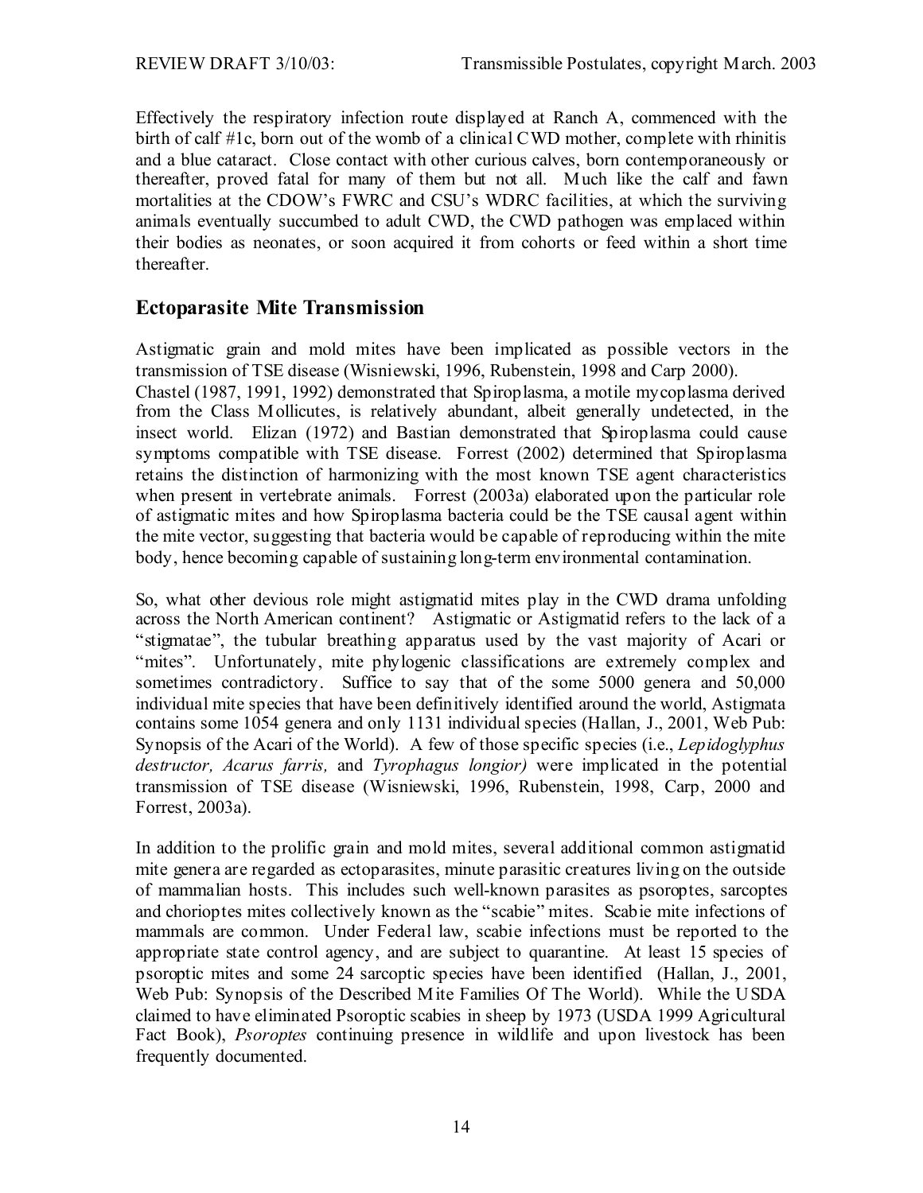Effectively the respiratory infection route displayed at Ranch A, commenced with the birth of calf #1c, born out of the womb of a clinical CWD mother, complete with rhinitis and a blue cataract. Close contact with other curious calves, born contemporaneously or thereafter, proved fatal for many of them but not all. Much like the calf and fawn mortalities at the CDOW's FWRC and CSU's WDRC facilities, at which the surviving animals eventually succumbed to adult CWD, the CWD pathogen was emplaced within their bodies as neonates, or soon acquired it from cohorts or feed within a short time thereafter.

## Ectoparasite Mite Transmission

Astigmatic grain and mold mites have been implicated as possible vectors in the transmission of TSE disease (Wisniewski, 1996, Rubenstein, 1998 and Carp 2000). Chastel (1987, 1991, 1992) demonstrated that Spiroplasma, a motile mycoplasma derived from the Class Mollicutes, is relatively abundant, albeit generally undetected, in the insect world. Elizan (1972) and Bastian demonstrated that Spiroplasma could cause symptoms compatible with TSE disease. Forrest (2002) determined that Spiroplasma retains the distinction of harmonizing with the most known TSE agent characteristics when present in vertebrate animals. Forrest (2003a) elaborated upon the particular role of astigmatic mites and how Spiroplasma bacteria could be the TSE causal agent within the mite vector, suggesting that bacteria would be capable of reproducing within the mite body, hence becoming capable of sustaining long-term environmental contamination.

So, what other devious role might astigmatid mites play in the CWD drama unfolding across the North American continent? Astigmatic or Astigmatid refers to the lack of a "stigmatae", the tubular breathing apparatus used by the vast majority of Acari or "mites". Unfortunately, mite phylogenic classifications are extremely complex and sometimes contradictory. Suffice to say that of the some 5000 genera and 50,000 individual mite species that have been definitively identified around the world, Astigmata contains some 1054 genera and only 1131 individual species (Hallan, J., 2001, Web Pub: Synopsis of the Acari of the World). A few of those specific species (i.e., *Lepidoglyphus destructor, Acarus farris,* and *Tyrophagus longior)* were implicated in the potential transmission of TSE disease (Wisniewski, 1996, Rubenstein, 1998, Carp, 2000 and Forrest, 2003a).

In addition to the prolific grain and mold mites, several additional common astigmatid mite genera are regarded as ectoparasites, minute parasitic creatures living on the outside of mammalian hosts. This includes such well-known parasites as psoroptes, sarcoptes and chorioptes mites collectively known as the "scabie" mites. Scabie mite infections of mammals are common. Under Federal law, scabie infections must be reported to the appropriate state control agency, and are subject to quarantine. At least 15 species of psoroptic mites and some 24 sarcoptic species have been identified (Hallan, J., 2001, Web Pub: Synopsis of the Described Mite Families Of The World). While the USDA claimed to have eliminated Psoroptic scabies in sheep by 1973 (USDA 1999 Agricultural Fact Book), *Psoroptes* continuing presence in wildlife and upon livestock has been frequently documented.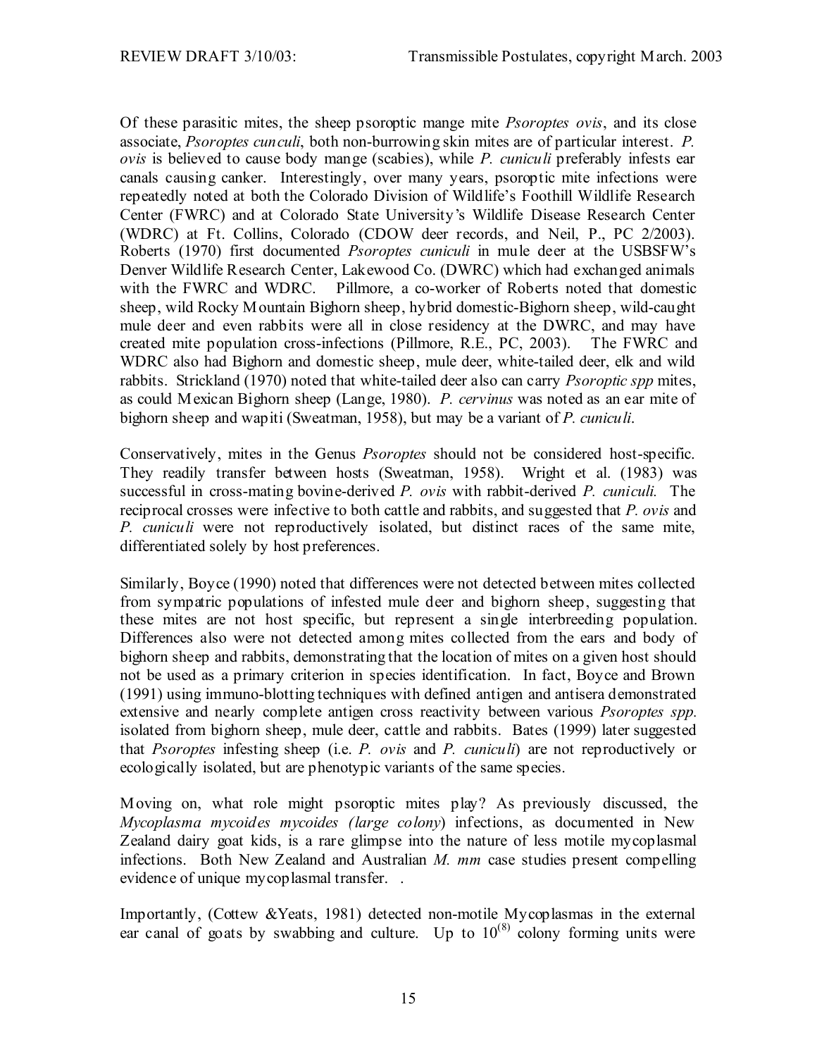Of these parasitic mites, the sheep psoroptic mange mite *Psoroptes ovis*, and its close associate, *Psoroptes cunculi*, both non-burrowing skin mites are of particular interest. *P. ovis* is believed to cause body mange (scabies), while *P. cuniculi* preferably infests ear canals causing canker. Interestingly, over many years, psoroptic mite infections were repeatedly noted at both the Colorado Division of Wildlife's Foothill Wildlife Research Center (FWRC) and at Colorado State University's Wildlife Disease Research Center (WDRC) at Ft. Collins, Colorado (CDOW deer records, and Neil, P., PC 2/2003). Roberts (1970) first documented *Psoroptes cuniculi* in mule deer at the USBSFW's Denver Wildlife Research Center, Lakewood Co. (DWRC) which had exchanged animals with the FWRC and WDRC. Pillmore, a co-worker of Roberts noted that domestic sheep, wild Rocky Mountain Bighorn sheep, hybrid domestic-Bighorn sheep, wild-caught mule deer and even rabbits were all in close residency at the DWRC, and may have created mite population cross-infections (Pillmore, R.E., PC, 2003). The FWRC and WDRC also had Bighorn and domestic sheep, mule deer, white-tailed deer, elk and wild rabbits. Strickland (1970) noted that white-tailed deer also can carry *Psoroptic spp* mites, as could Mexican Bighorn sheep (Lange, 1980). *P. cervinus* was noted as an ear mite of bighorn sheep and wapiti (Sweatman, 1958), but may be a variant of *P. cuniculi*.

Conservatively, mites in the Genus *Psoroptes* should not be considered host-specific. They readily transfer between hosts (Sweatman, 1958). Wright et al. (1983) was successful in cross-mating bovine-derived *P. ovis* with rabbit-derived *P. cuniculi.* The reciprocal crosses were infective to both cattle and rabbits, and suggested that *P. ovis* and *P. cuniculi* were not reproductively isolated, but distinct races of the same mite, differentiated solely by host preferences.

Similarly, Boyce (1990) noted that differences were not detected between mites collected from sympatric populations of infested mule deer and bighorn sheep, suggesting that these mites are not host specific, but represent a single interbreeding population. Differences also were not detected among mites collected from the ears and body of bighorn sheep and rabbits, demonstrating that the location of mites on a given host should not be used as a primary criterion in species identification. In fact, Boyce and Brown (1991) using immuno-blotting techniques with defined antigen and antisera demonstrated extensive and nearly complete antigen cross reactivity between various *Psoroptes spp.* isolated from bighorn sheep, mule deer, cattle and rabbits. Bates (1999) later suggested that *Psoroptes* infesting sheep (i.e. *P. ovis* and *P. cuniculi*) are not reproductively or ecologically isolated, but are phenotypic variants of the same species.

Moving on, what role might psoroptic mites play? As previously discussed, the *Mycoplasma mycoides mycoides (large colony*) infections, as documented in New Zealand dairy goat kids, is a rare glimpse into the nature of less motile mycoplasmal infections. Both New Zealand and Australian *M. mm* case studies present compelling evidence of unique mycoplasmal transfer. .

Importantly, (Cottew &Yeats, 1981) detected non-motile Mycoplasmas in the external ear canal of goats by swabbing and culture. Up to $10^{(8)}$ colony forming units were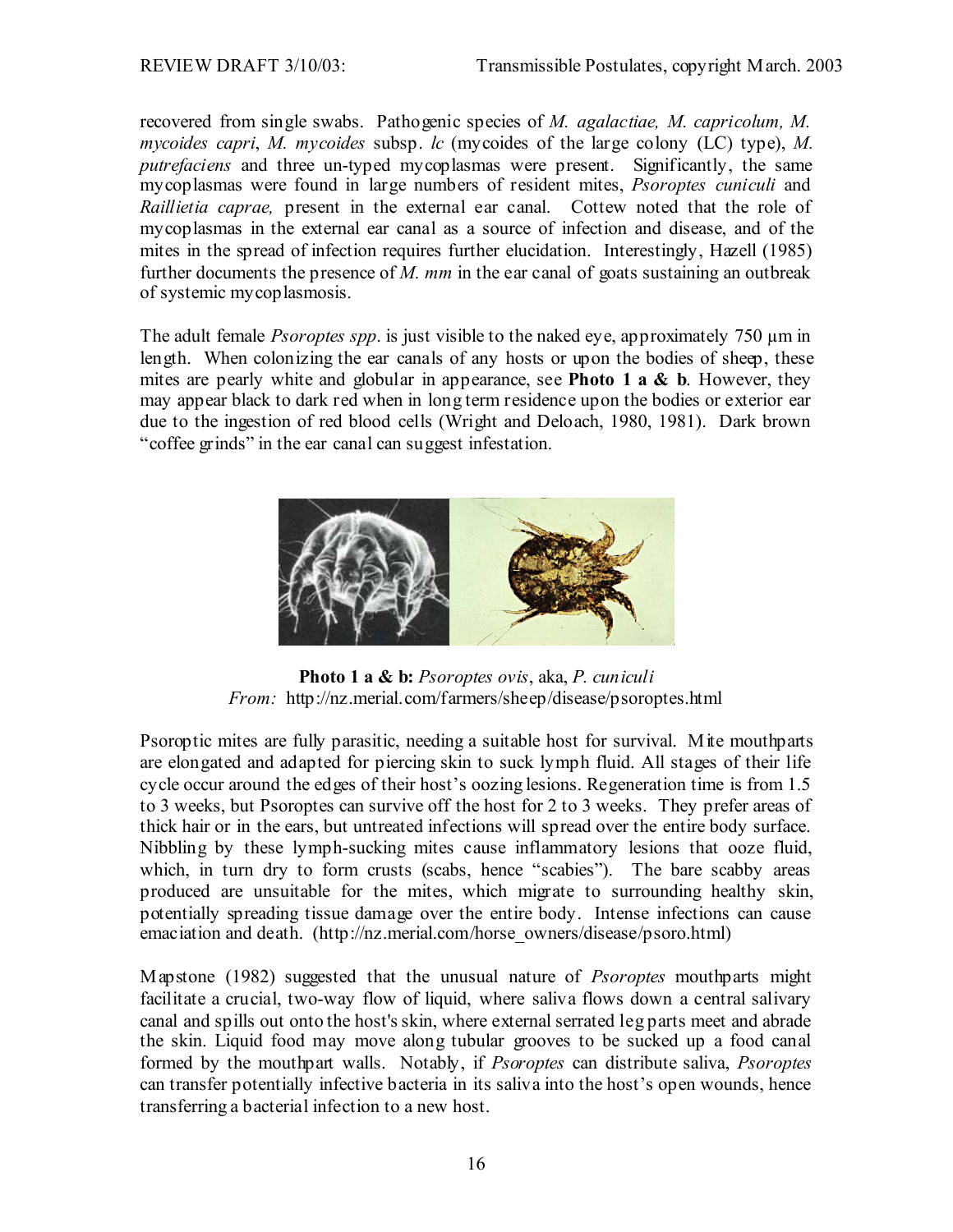recovered from single swabs. Pathogenic species of *M. agalactiae, M. capricolum, M. mycoides capri*, *M. mycoides* subsp. *lc* (mycoides of the large colony (LC) type), *M. putrefaciens* and three un-typed mycoplasmas were present. Significantly, the same mycoplasmas were found in large numbers of resident mites, *Psoroptes cuniculi* and *Raillietia caprae,* present in the external ear canal. Cottew noted that the role of mycoplasmas in the external ear canal as a source of infection and disease, and of the mites in the spread of infection requires further elucidation. Interestingly, Hazell (1985) further documents the presence of *M. mm* in the ear canal of goats sustaining an outbreak of systemic mycoplasmosis.

The adult female *Psoroptes spp*. is just visible to the naked eye, approximately 750 µm in length. When colonizing the ear canals of any hosts or upon the bodies of sheep, these mites are pearly white and globular in appearance, see **Photo 1 a & b**. However, they may appear black to dark red when in long term residence upon the bodies or exterior ear due to the ingestion of red blood cells (Wright and Deloach, 1980, 1981). Dark brown "coffee grinds" in the ear canal can suggest infestation.

**Photo 1 a & b:** *Psoroptes ovis*, aka, *P. cuniculi*
*From:* http://nz.merial.com/farmers/sheep/disease/psoroptes.html

Psoroptic mites are fully parasitic, needing a suitable host for survival. Mite mouthparts are elongated and adapted for piercing skin to suck lymph fluid. All stages of their life cycle occur around the edges of their host's oozing lesions. Regeneration time is from 1.5 to 3 weeks, but Psoroptes can survive off the host for 2 to 3 weeks. They prefer areas of thick hair or in the ears, but untreated infections will spread over the entire body surface. Nibbling by these lymph-sucking mites cause inflammatory lesions that ooze fluid, which, in turn dry to form crusts (scabs, hence "scabies"). The bare scabby areas produced are unsuitable for the mites, which migrate to surrounding healthy skin, potentially spreading tissue damage over the entire body. Intense infections can cause emaciation and death. (http://nz.merial.com/horse_owners/disease/psoro.html)

Mapstone (1982) suggested that the unusual nature of *Psoroptes* mouthparts might facilitate a crucial, two-way flow of liquid, where saliva flows down a central salivary canal and spills out onto the host's skin, where external serrated leg parts meet and abrade the skin. Liquid food may move along tubular grooves to be sucked up a food canal formed by the mouthpart walls. Notably, if *Psoroptes* can distribute saliva, *Psoroptes* can transfer potentially infective bacteria in its saliva into the host's open wounds, hence transferring a bacterial infection to a new host.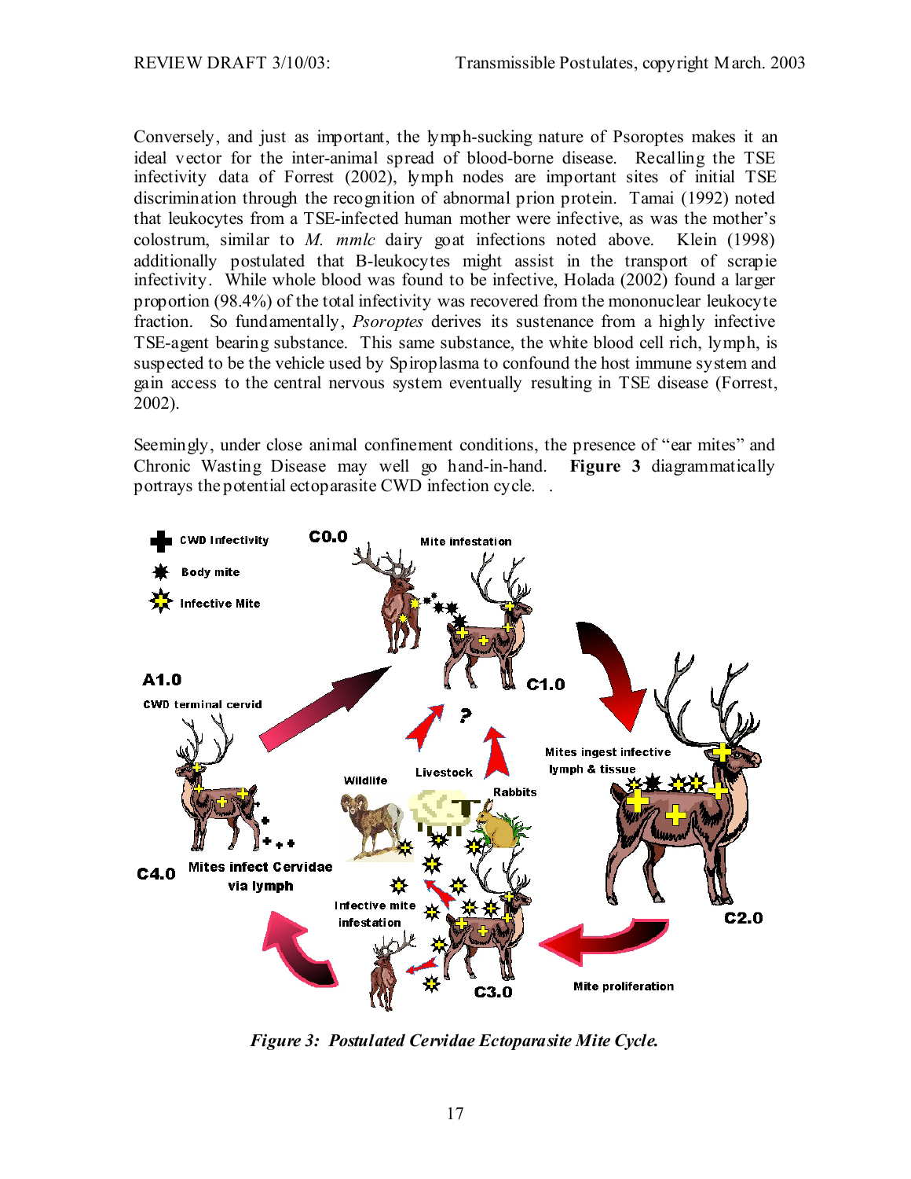Conversely, and just as important, the lymph-sucking nature of Psoroptes makes it an ideal vector for the inter-animal spread of blood-borne disease. Recalling the TSE infectivity data of Forrest (2002), lymph nodes are important sites of initial TSE discrimination through the recognition of abnormal prion protein. Tamai (1992) noted that leukocytes from a TSE-infected human mother were infective, as was the mother's colostrum, similar to *M. mmlc* dairy goat infections noted above. Klein (1998) additionally postulated that B-leukocytes might assist in the transport of scrapie infectivity. While whole blood was found to be infective, Holada (2002) found a larger proportion (98.4%) of the total infectivity was recovered from the mononuclear leukocyte fraction. So fundamentally, *Psoroptes* derives its sustenance from a highly infective TSE-agent bearing substance. This same substance, the white blood cell rich, lymph, is suspected to be the vehicle used by Spiroplasma to confound the host immune system and gain access to the central nervous system eventually resulting in TSE disease (Forrest, 2002).

Seemingly, under close animal confinement conditions, the presence of "ear mites" and Chronic Wasting Disease may well go hand-in-hand. **Figure 3** diagrammatically portrays the potential ectoparasite CWD infection cycle.

*Figure 3: Postulated Cervidae Ectoparasite Mite Cycle.*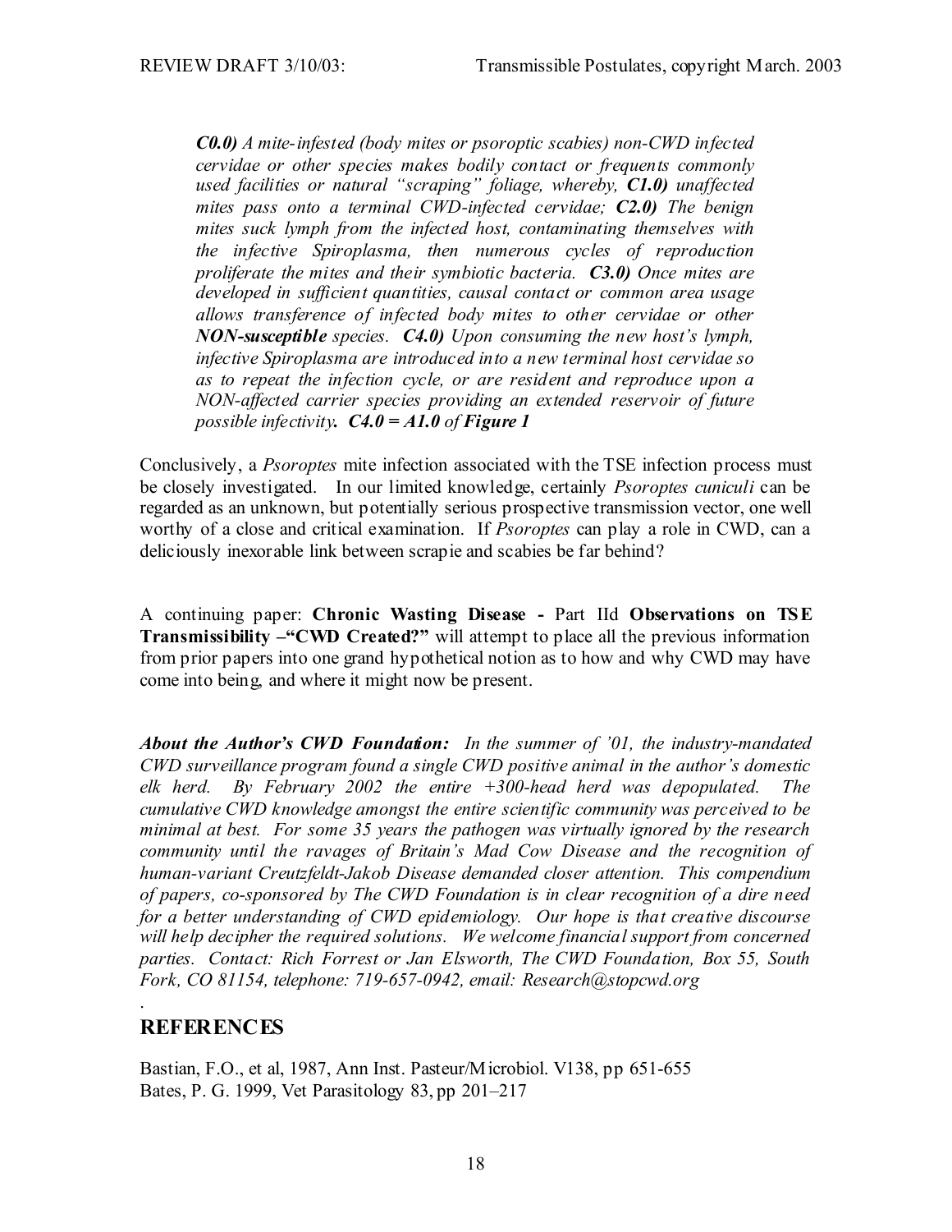*__C0.0)__ A mite-infested (body mites or psoroptic scabies) non-CWD infected cervidae or other species makes bodily contact or frequents commonly used facilities or natural "scraping" foliage, whereby, __C1.0)__ unaffected mites pass onto a terminal CWD-infected cervidae; __C2.0)__ The benign mites suck lymph from the infected host, contaminating themselves with the infective Spiroplasma, then numerous cycles of reproduction proliferate the mites and their symbiotic bacteria. __C3.0)__ Once mites are developed in sufficient quantities, causal contact or common area usage allows transference of infected body mites to other cervidae or other __NON-susceptible__ species. __C4.0)__ Upon consuming the new host's lymph, infective Spiroplasma are introduced into a new terminal host cervidae so as to repeat the infection cycle, or are resident and reproduce upon a NON-affected carrier species providing an extended reservoir of future possible infectivity__. C4.0 = A1.0__ of __Figure 1__*

Conclusively, a *Psoroptes* mite infection associated with the TSE infection process must be closely investigated. In our limited knowledge, certainly *Psoroptes cuniculi* can be regarded as an unknown, but potentially serious prospective transmission vector, one well worthy of a close and critical examination. If *Psoroptes* can play a role in CWD, can a deliciously inexorable link between scrapie and scabies be far behind?

A continuing paper: **Chronic Wasting Disease -** Part IId **Observations on TSE Transmissibility –"CWD Created?"** will attempt to place all the previous information from prior papers into one grand hypothetical notion as to how and why CWD may have come into being, and where it might now be present.

***About the Author's CWD Foundation:*** *In the summer of '01, the industry-mandated CWD surveillance program found a single CWD positive animal in the author's domestic elk herd. By February 2002 the entire +300-head herd was depopulated. The cumulative CWD knowledge amongst the entire scientific community was perceived to be minimal at best. For some 35 years the pathogen was virtually ignored by the research community until the ravages of Britain's Mad Cow Disease and the recognition of human-variant Creutzfeldt-Jakob Disease demanded closer attention. This compendium of papers, co-sponsored by The CWD Foundation is in clear recognition of a dire need for a better understanding of CWD epidemiology. Our hope is that creative discourse will help decipher the required solutions. We welcome financial support from concerned parties. Contact: Rich Forrest or Jan Elsworth, The CWD Foundation, Box 55, South Fork, CO 81154, telephone: 719-657-0942, email: Research@stopcwd.org*

.

## REFERENCES

Bastian, F.O., et al, 1987, Ann Inst. Pasteur/Microbiol. V138, pp 651-655
Bates, P. G. 1999, Vet Parasitology 83, pp 201–217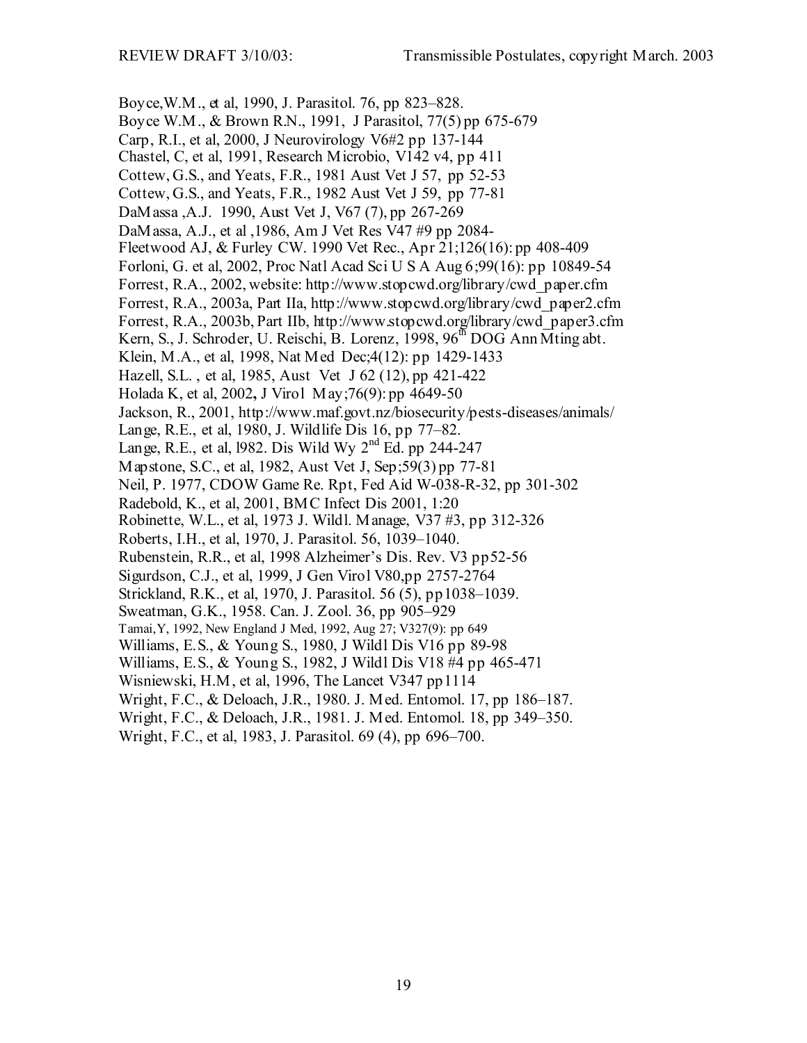Boyce,W.M., et al, 1990, J. Parasitol. 76, pp 823–828.  
Boyce W.M., & Brown R.N., 1991, J Parasitol, 77(5) pp 675-679  
Carp, R.I., et al, 2000, J Neurovirology V6#2 pp 137-144  
Chastel, C, et al, 1991, Research Microbio, V142 v4, pp 411  
Cottew, G.S., and Yeats, F.R., 1981 Aust Vet J 57, pp 52-53  
Cottew, G.S., and Yeats, F.R., 1982 Aust Vet J 59, pp 77-81  
DaMassa ,A.J. 1990, Aust Vet J, V67 (7), pp 267-269  
DaMassa, A.J., et al ,1986, Am J Vet Res V47 #9 pp 2084-  
Fleetwood AJ, & Furley CW. 1990 Vet Rec., Apr 21;126(16): pp 408-409  
Forloni, G. et al, 2002, Proc Natl Acad Sci U S A Aug 6;99(16): pp 10849-54  
Forrest, R.A., 2002, website: http://www.stopcwd.org/library/cwd_paper.cfm  
Forrest, R.A., 2003a, Part IIa, http://www.stopcwd.org/library/cwd_paper2.cfm  
Forrest, R.A., 2003b, Part IIb, http://www.stopcwd.org/library/cwd_paper3.cfm  
Kern, S., J. Schroder, U. Reischi, B. Lorenz, 1998, 96th DOG Ann Mting abt.  
Klein, M.A., et al, 1998, Nat Med Dec;4(12): pp 1429-1433  
Hazell, S.L. , et al, 1985, Aust Vet J 62 (12), pp 421-422  
Holada K, et al, 2002**,** J Virol May;76(9): pp 4649-50  
Jackson, R., 2001, http://www.maf.govt.nz/biosecurity/pests-diseases/animals/  
Lange, R.E., et al, 1980, J. Wildlife Dis 16, pp 77–82.  
Lange, R.E., et al, l982. Dis Wild Wy 2nd Ed. pp 244-247  
Mapstone, S.C., et al, 1982, Aust Vet J, Sep;59(3) pp 77-81  
Neil, P. 1977, CDOW Game Re. Rpt, Fed Aid W-038-R-32, pp 301-302  
Radebold, K., et al, 2001, BMC Infect Dis 2001, 1:20  
Robinette, W.L., et al, 1973 J. Wildl. Manage, V37 #3, pp 312-326  
Roberts, I.H., et al, 1970, J. Parasitol. 56, 1039–1040.  
Rubenstein, R.R., et al, 1998 Alzheimer's Dis. Rev. V3 pp52-56  
Sigurdson, C.J., et al, 1999, J Gen Virol V80,pp 2757-2764  
Strickland, R.K., et al, 1970, J. Parasitol. 56 (5), pp1038–1039.  
Sweatman, G.K., 1958. Can. J. Zool. 36, pp 905–929  
Tamai,Y, 1992, New England J Med, 1992, Aug 27; V327(9): pp 649  
Williams, E.S., & Young S., 1980, J Wildl Dis V16 pp 89-98  
Williams, E.S., & Young S., 1982, J Wildl Dis V18 #4 pp 465-471  
Wisniewski, H.M, et al, 1996, The Lancet V347 pp1114  
Wright, F.C., & Deloach, J.R., 1980. J. Med. Entomol. 17, pp 186–187.  
Wright, F.C., & Deloach, J.R., 1981. J. Med. Entomol. 18, pp 349–350.  
Wright, F.C., et al, 1983, J. Parasitol. 69 (4), pp 696–700.